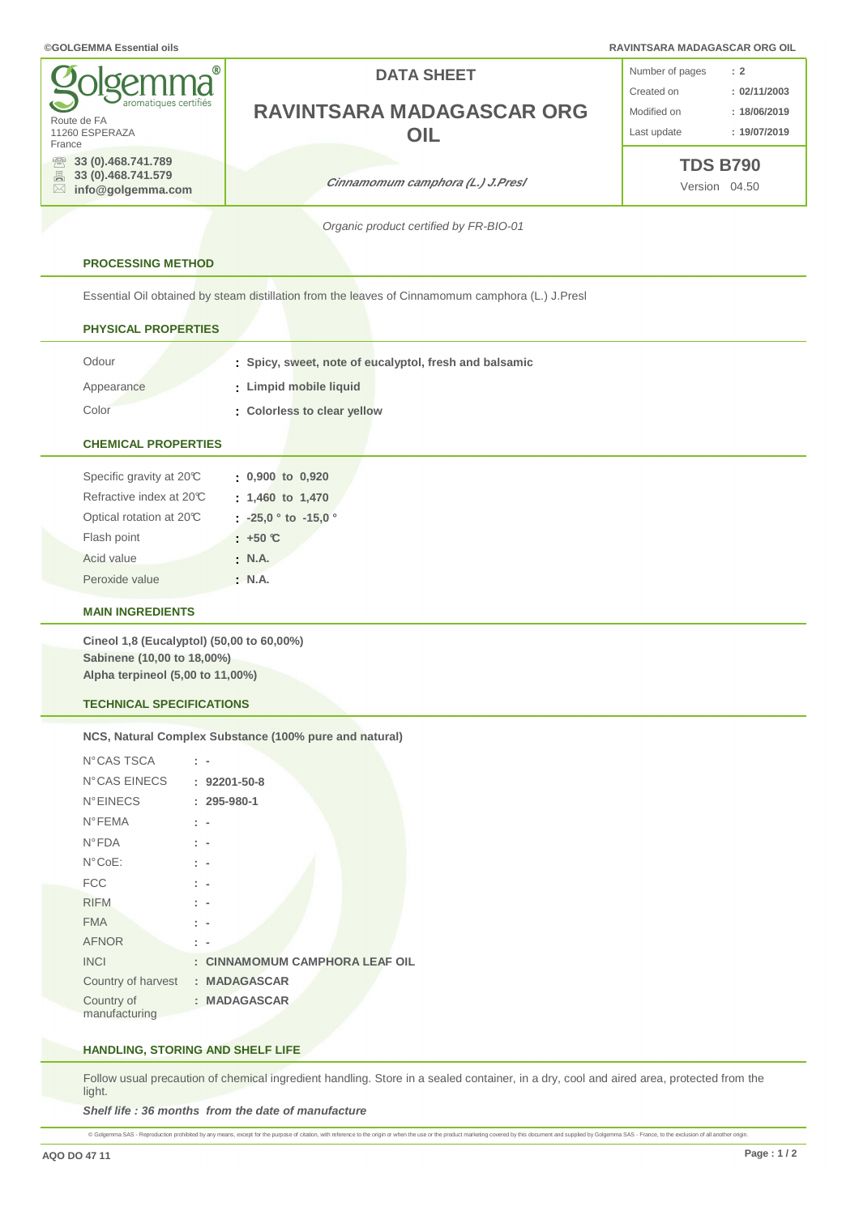**Golgemma** aromatiques certifiés

Route de FA
11260 ESPERAZA
France

33 (0).468.741.789
33 (0).468.741.579
info@golgemma.com

# DATA SHEET

# RAVINTSARA MADAGASCAR ORG OIL

*Cinnamomum camphora (L.) J.Presl*

| | |
|---|---|
| Number of pages | : 2 |
| Created on | : 02/11/2003 |
| Modified on | : 18/06/2019 |
| Last update | : 19/07/2019 |

**TDS B790**
Version 04.50

*Organic product certified by FR-BIO-01*

## PROCESSING METHOD

Essential Oil obtained by steam distillation from the leaves of Cinnamomum camphora (L.) J.Presl

## PHYSICAL PROPERTIES

| | |
|---|---|
| Odour | : **Spicy, sweet, note of eucalyptol, fresh and balsamic** |
| Appearance | : **Limpid mobile liquid** |
| Color | : **Colorless to clear yellow** |

## CHEMICAL PROPERTIES

| | |
|---|---|
| Specific gravity at 20°C | : **0,900 to 0,920** |
| Refractive index at 20°C | : **1,460 to 1,470** |
| Optical rotation at 20°C | : **-25,0 ° to -15,0 °** |
| Flash point | : **+50 °C** |
| Acid value | : **N.A.** |
| Peroxide value | : **N.A.** |

## MAIN INGREDIENTS

**Cineol 1,8 (Eucalyptol) (50,00 to 60,00%)**
**Sabinene (10,00 to 18,00%)**
**Alpha terpineol (5,00 to 11,00%)**

## TECHNICAL SPECIFICATIONS

**NCS, Natural Complex Substance (100% pure and natural)**

| | |
|---|---|
| N°CAS TSCA | : - |
| N°CAS EINECS | : **92201-50-8** |
| N°EINECS | : **295-980-1** |
| N°FEMA | : - |
| N°FDA | : - |
| N°CoE: | : - |
| FCC | : - |
| RIFM | : - |
| FMA | : - |
| AFNOR | : - |
| INCI | : **CINNAMOMUM CAMPHORA LEAF OIL** |
| Country of harvest | : **MADAGASCAR** |
| Country of manufacturing | : **MADAGASCAR** |

## HANDLING, STORING AND SHELF LIFE

Follow usual precaution of chemical ingredient handling. Store in a sealed container, in a dry, cool and aired area, protected from the light.

***Shelf life : 36 months from the date of manufacture***

© Golgemma SAS - Reproduction prohibited by any means, except for the purpose of citation, with reference to the origin or when the use or the product marketing covered by this document and supplied by Golgemma SAS - France, to the exclusion of all another origin.

AQO DO 47 11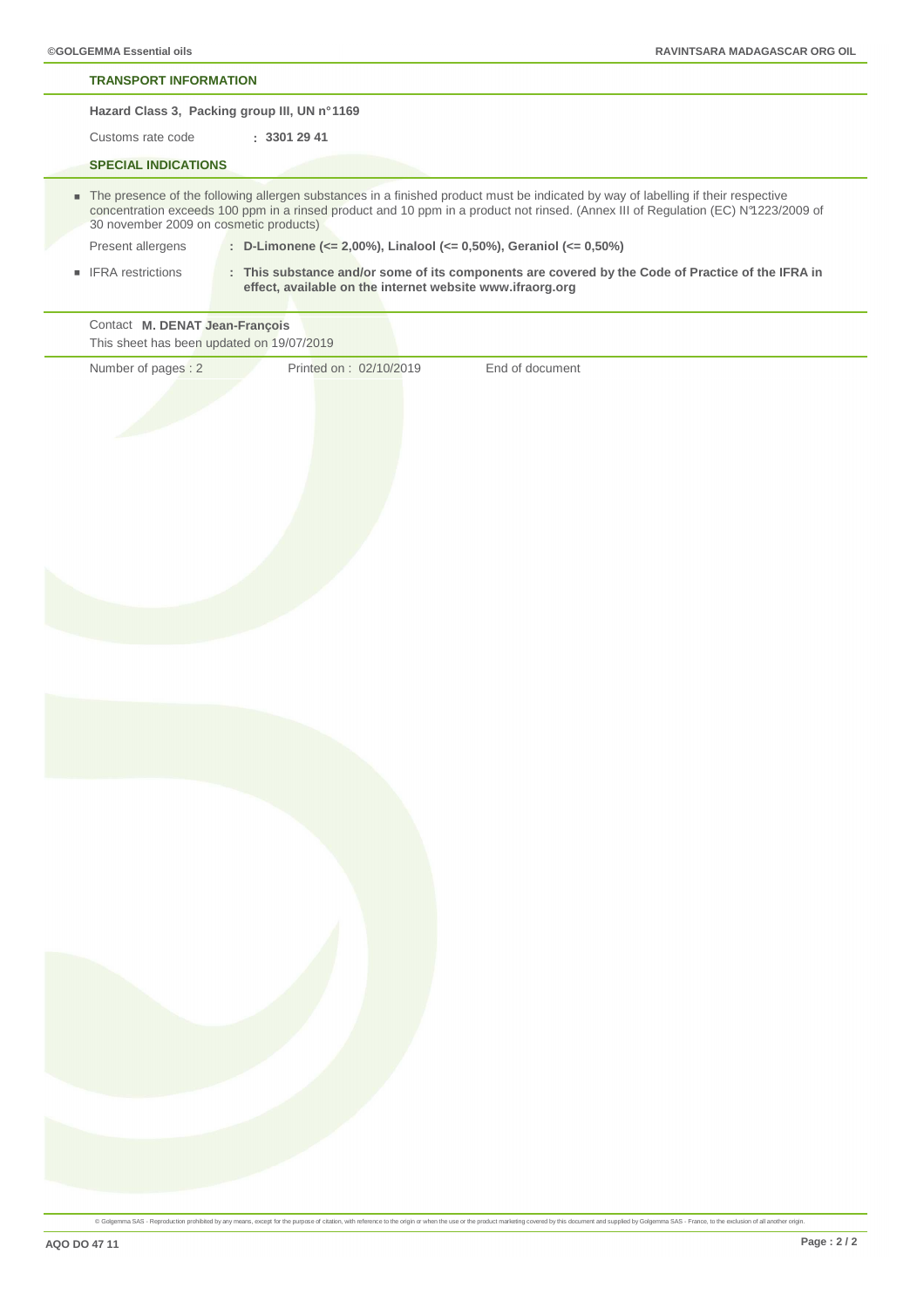## TRANSPORT INFORMATION

**Hazard Class 3, Packing group III, UN n°1169**

Customs rate code **: 3301 29 41**

## SPECIAL INDICATIONS

- The presence of the following allergen substances in a finished product must be indicated by way of labelling if their respective concentration exceeds 100 ppm in a rinsed product and 10 ppm in a product not rinsed. (Annex III of Regulation (EC) N°1223/2009 of 30 november 2009 on cosmetic products)

  Present allergens **: D-Limonene (<= 2,00%), Linalool (<= 0,50%), Geraniol (<= 0,50%)**

- IFRA restrictions **: This substance and/or some of its components are covered by the Code of Practice of the IFRA in effect, available on the internet website www.ifraorg.org**

Contact **M. DENAT Jean-François**

This sheet has been updated on 19/07/2019

Number of pages : 2 Printed on : 02/10/2019 End of document

© Golgemma SAS - Reproduction prohibited by any means, except for the purpose of citation, with reference to the origin or when the use or the product marketing covered by this document and supplied by Golgemma SAS - France, to the exclusion of all another origin.

AQO DO 47 11